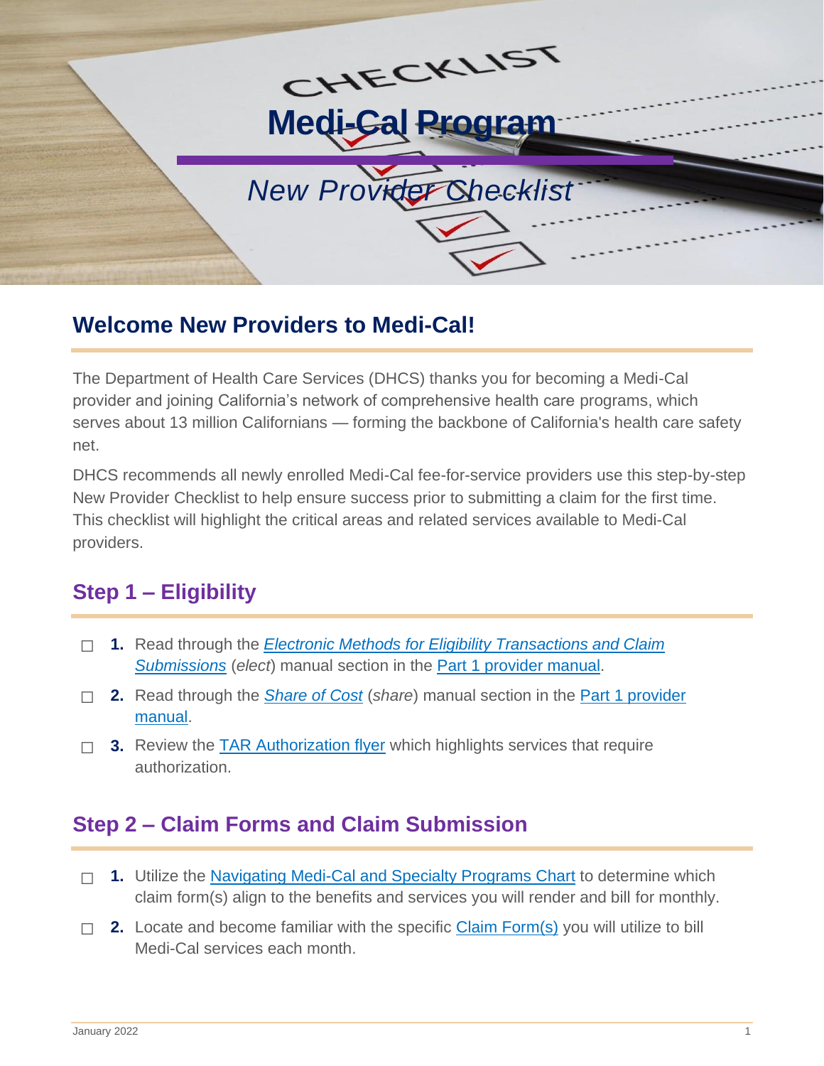# Medi-Cal Program

*New Provider Checklist*

## Welcome New Providers to Medi-Cal!

The Department of Health Care Services (DHCS) thanks you for becoming a Medi-Cal provider and joining California's network of comprehensive health care programs, which serves about 13 million Californians — forming the backbone of California's health care safety net.

DHCS recommends all newly enrolled Medi-Cal fee-for-service providers use this step-by-step New Provider Checklist to help ensure success prior to submitting a claim for the first time. This checklist will highlight the critical areas and related services available to Medi-Cal providers.

## Step 1 – Eligibility

- ☐ **1.** Read through the *Electronic Methods for Eligibility Transactions and Claim Submissions* (*elect*) manual section in the Part 1 provider manual.
- ☐ **2.** Read through the *Share of Cost* (*share*) manual section in the Part 1 provider manual.
- ☐ **3.** Review the TAR Authorization flyer which highlights services that require authorization.

## Step 2 – Claim Forms and Claim Submission

- ☐ **1.** Utilize the Navigating Medi-Cal and Specialty Programs Chart to determine which claim form(s) align to the benefits and services you will render and bill for monthly.
- ☐ **2.** Locate and become familiar with the specific Claim Form(s) you will utilize to bill Medi-Cal services each month.

January 2022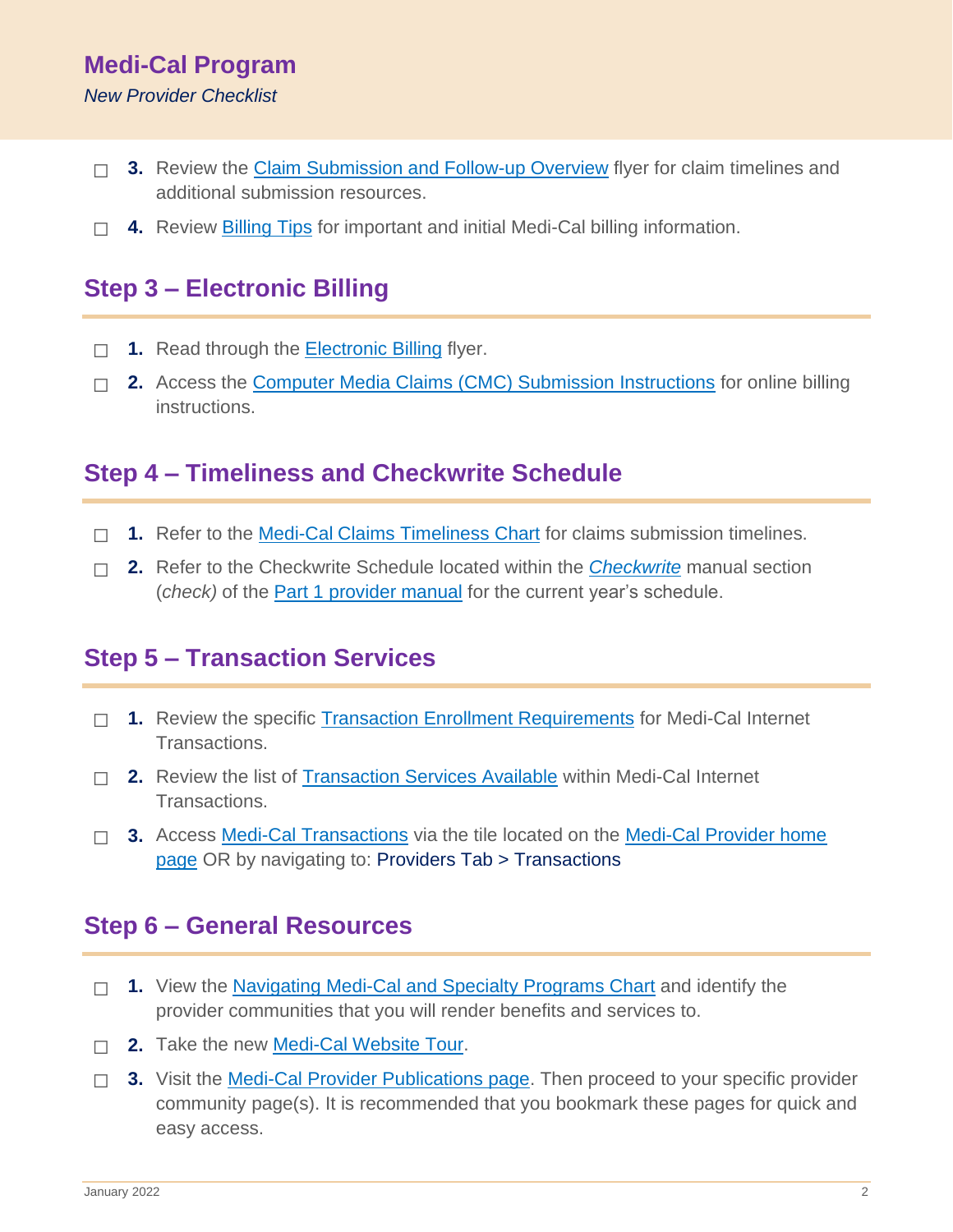- ☐ **3.** Review the Claim Submission and Follow-up Overview flyer for claim timelines and additional submission resources.
- ☐ **4.** Review Billing Tips for important and initial Medi-Cal billing information.

## Step 3 – Electronic Billing

- ☐ **1.** Read through the Electronic Billing flyer.
- ☐ **2.** Access the Computer Media Claims (CMC) Submission Instructions for online billing instructions.

## Step 4 – Timeliness and Checkwrite Schedule

- ☐ **1.** Refer to the Medi-Cal Claims Timeliness Chart for claims submission timelines.
- ☐ **2.** Refer to the Checkwrite Schedule located within the *Checkwrite* manual section (*check)* of the Part 1 provider manual for the current year's schedule.

## Step 5 – Transaction Services

- ☐ **1.** Review the specific Transaction Enrollment Requirements for Medi-Cal Internet Transactions.
- ☐ **2.** Review the list of Transaction Services Available within Medi-Cal Internet Transactions.
- ☐ **3.** Access Medi-Cal Transactions via the tile located on the Medi-Cal Provider home page OR by navigating to: Providers Tab > Transactions

## Step 6 – General Resources

- ☐ **1.** View the Navigating Medi-Cal and Specialty Programs Chart and identify the provider communities that you will render benefits and services to.
- ☐ **2.** Take the new Medi-Cal Website Tour.
- ☐ **3.** Visit the Medi-Cal Provider Publications page. Then proceed to your specific provider community page(s). It is recommended that you bookmark these pages for quick and easy access.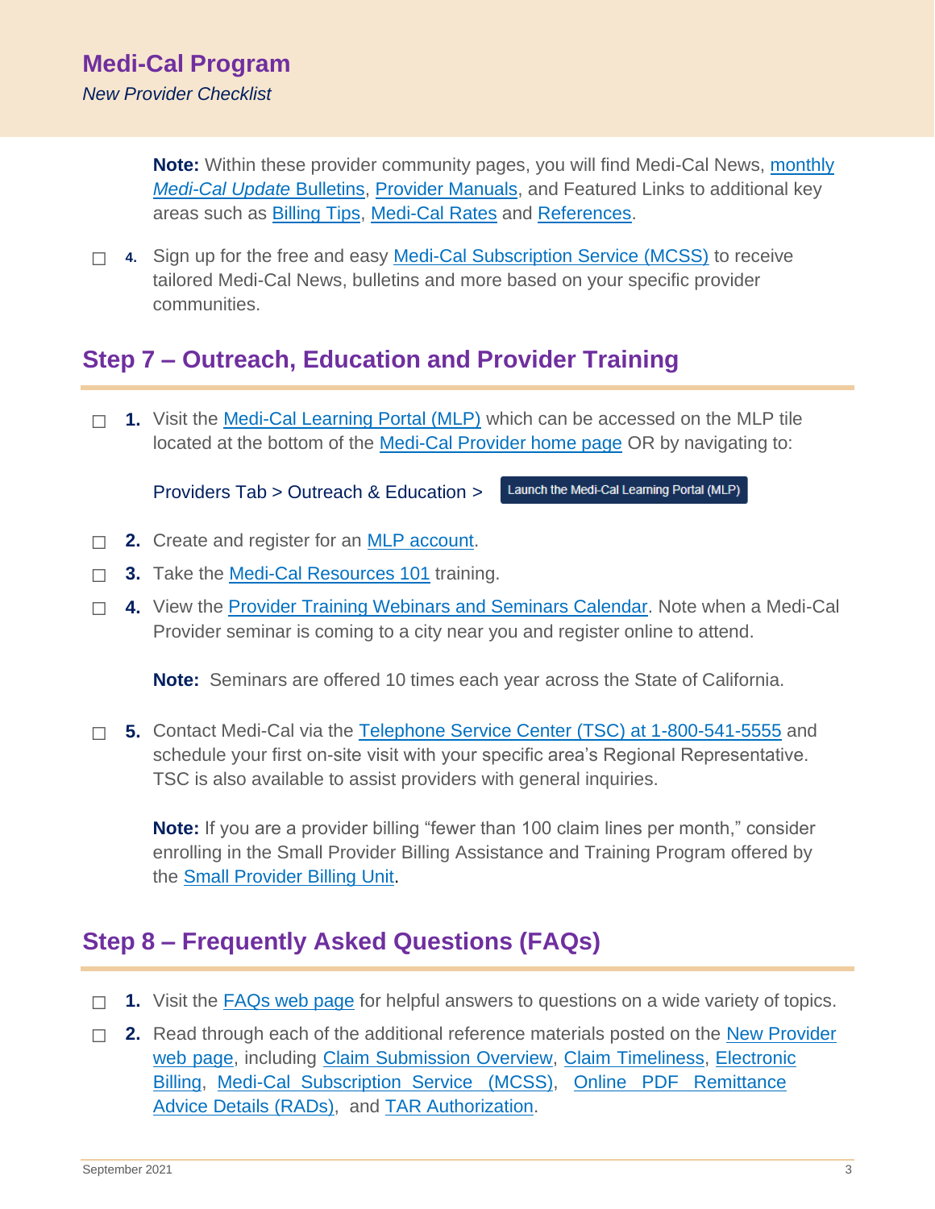**Note:** Within these provider community pages, you will find Medi-Cal News, monthly *Medi-Cal Update* Bulletins, Provider Manuals, and Featured Links to additional key areas such as Billing Tips, Medi-Cal Rates and References.

☐ **4.** Sign up for the free and easy Medi-Cal Subscription Service (MCSS) to receive tailored Medi-Cal News, bulletins and more based on your specific provider communities.

## Step 7 – Outreach, Education and Provider Training

☐ **1.** Visit the Medi-Cal Learning Portal (MLP) which can be accessed on the MLP tile located at the bottom of the Medi-Cal Provider home page OR by navigating to:

Providers Tab > Outreach & Education > Launch the Medi-Cal Learning Portal (MLP)

☐ **2.** Create and register for an MLP account.

☐ **3.** Take the Medi-Cal Resources 101 training.

☐ **4.** View the Provider Training Webinars and Seminars Calendar. Note when a Medi-Cal Provider seminar is coming to a city near you and register online to attend.

**Note:** Seminars are offered 10 times each year across the State of California.

☐ **5.** Contact Medi-Cal via the Telephone Service Center (TSC) at 1-800-541-5555 and schedule your first on-site visit with your specific area's Regional Representative. TSC is also available to assist providers with general inquiries.

**Note:** If you are a provider billing "fewer than 100 claim lines per month," consider enrolling in the Small Provider Billing Assistance and Training Program offered by the Small Provider Billing Unit.

## Step 8 – Frequently Asked Questions (FAQs)

☐ **1.** Visit the FAQs web page for helpful answers to questions on a wide variety of topics.

☐ **2.** Read through each of the additional reference materials posted on the New Provider web page, including Claim Submission Overview, Claim Timeliness, Electronic Billing, Medi-Cal Subscription Service (MCSS), Online PDF Remittance Advice Details (RADs), and TAR Authorization.